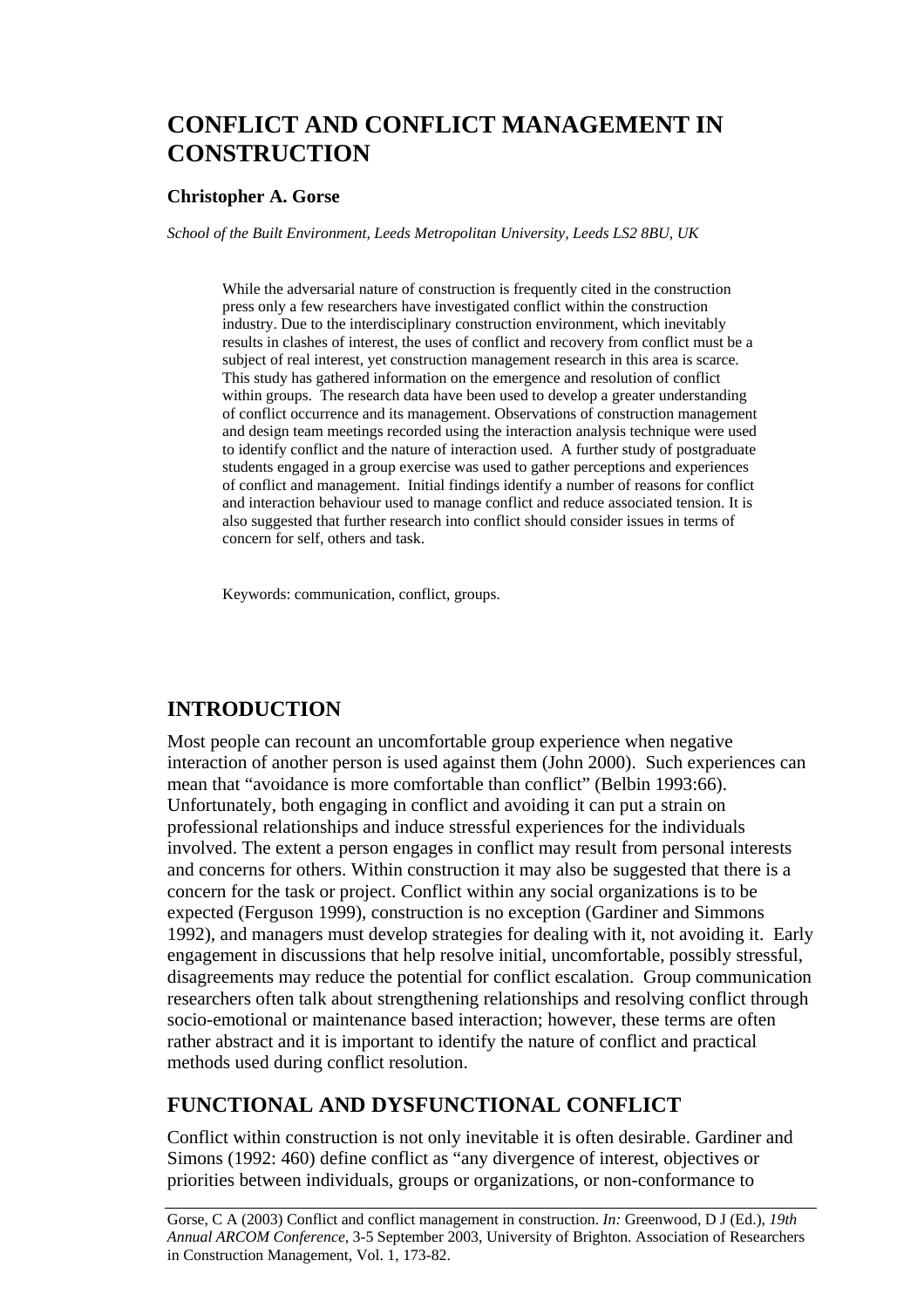# CONFLICT AND CONFLICT MANAGEMENT IN CONSTRUCTION

**Christopher A. Gorse**

*School of the Built Environment, Leeds Metropolitan University, Leeds LS2 8BU, UK*

While the adversarial nature of construction is frequently cited in the construction press only a few researchers have investigated conflict within the construction industry. Due to the interdisciplinary construction environment, which inevitably results in clashes of interest, the uses of conflict and recovery from conflict must be a subject of real interest, yet construction management research in this area is scarce. This study has gathered information on the emergence and resolution of conflict within groups. The research data have been used to develop a greater understanding of conflict occurrence and its management. Observations of construction management and design team meetings recorded using the interaction analysis technique were used to identify conflict and the nature of interaction used. A further study of postgraduate students engaged in a group exercise was used to gather perceptions and experiences of conflict and management. Initial findings identify a number of reasons for conflict and interaction behaviour used to manage conflict and reduce associated tension. It is also suggested that further research into conflict should consider issues in terms of concern for self, others and task.

Keywords: communication, conflict, groups.

## INTRODUCTION

Most people can recount an uncomfortable group experience when negative interaction of another person is used against them (John 2000). Such experiences can mean that "avoidance is more comfortable than conflict" (Belbin 1993:66). Unfortunately, both engaging in conflict and avoiding it can put a strain on professional relationships and induce stressful experiences for the individuals involved. The extent a person engages in conflict may result from personal interests and concerns for others. Within construction it may also be suggested that there is a concern for the task or project. Conflict within any social organizations is to be expected (Ferguson 1999), construction is no exception (Gardiner and Simmons 1992), and managers must develop strategies for dealing with it, not avoiding it. Early engagement in discussions that help resolve initial, uncomfortable, possibly stressful, disagreements may reduce the potential for conflict escalation. Group communication researchers often talk about strengthening relationships and resolving conflict through socio-emotional or maintenance based interaction; however, these terms are often rather abstract and it is important to identify the nature of conflict and practical methods used during conflict resolution.

## FUNCTIONAL AND DYSFUNCTIONAL CONFLICT

Conflict within construction is not only inevitable it is often desirable. Gardiner and Simons (1992: 460) define conflict as "any divergence of interest, objectives or priorities between individuals, groups or organizations, or non-conformance to

---

Gorse, C A (2003) Conflict and conflict management in construction. *In:* Greenwood, D J (Ed.), *19th Annual ARCOM Conference*, 3-5 September 2003, University of Brighton. Association of Researchers in Construction Management, Vol. 1, 173-82.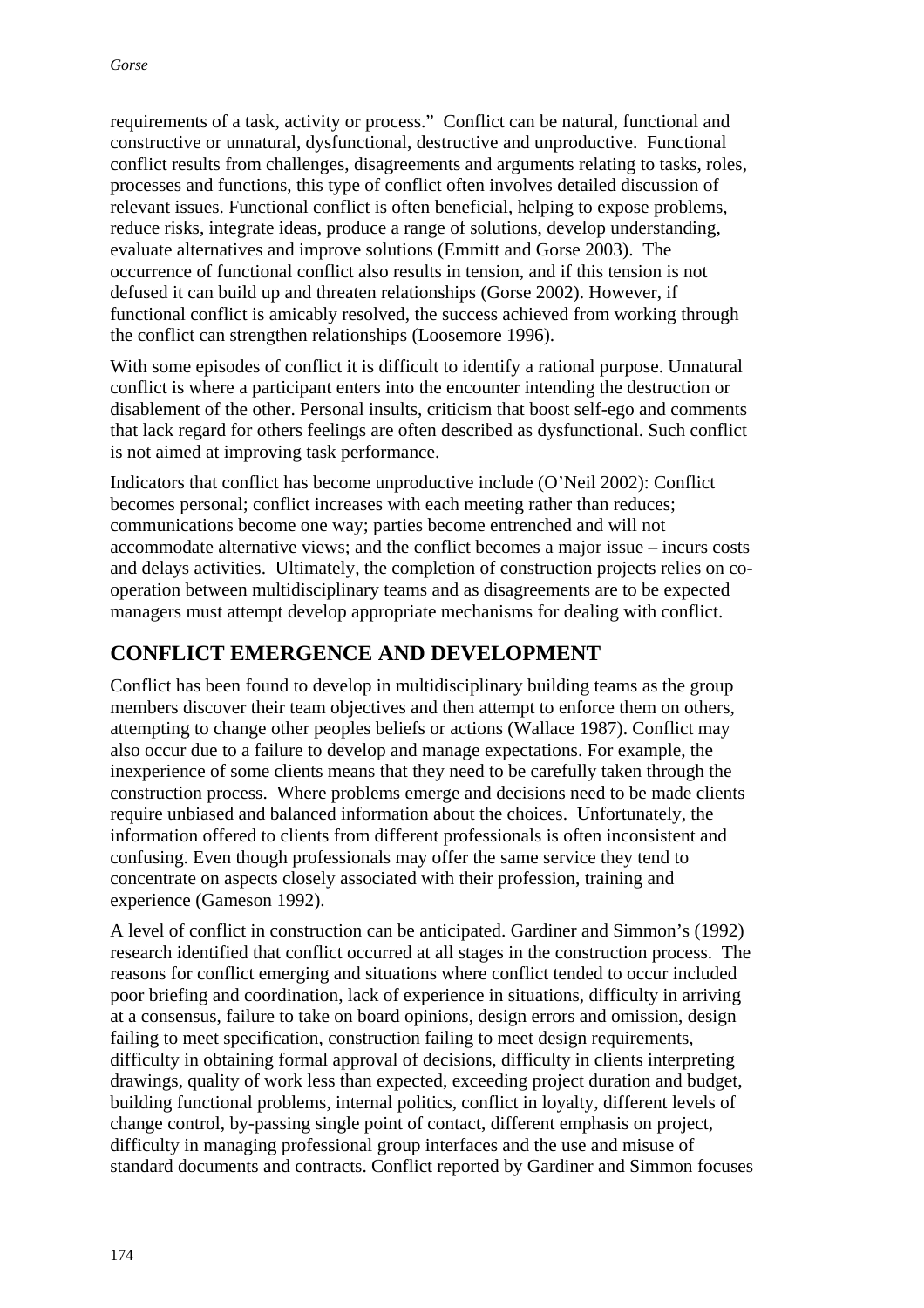requirements of a task, activity or process." Conflict can be natural, functional and constructive or unnatural, dysfunctional, destructive and unproductive. Functional conflict results from challenges, disagreements and arguments relating to tasks, roles, processes and functions, this type of conflict often involves detailed discussion of relevant issues. Functional conflict is often beneficial, helping to expose problems, reduce risks, integrate ideas, produce a range of solutions, develop understanding, evaluate alternatives and improve solutions (Emmitt and Gorse 2003). The occurrence of functional conflict also results in tension, and if this tension is not defused it can build up and threaten relationships (Gorse 2002). However, if functional conflict is amicably resolved, the success achieved from working through the conflict can strengthen relationships (Loosemore 1996).

With some episodes of conflict it is difficult to identify a rational purpose. Unnatural conflict is where a participant enters into the encounter intending the destruction or disablement of the other. Personal insults, criticism that boost self-ego and comments that lack regard for others feelings are often described as dysfunctional. Such conflict is not aimed at improving task performance.

Indicators that conflict has become unproductive include (O'Neil 2002): Conflict becomes personal; conflict increases with each meeting rather than reduces; communications become one way; parties become entrenched and will not accommodate alternative views; and the conflict becomes a major issue – incurs costs and delays activities. Ultimately, the completion of construction projects relies on co-operation between multidisciplinary teams and as disagreements are to be expected managers must attempt develop appropriate mechanisms for dealing with conflict.

## CONFLICT EMERGENCE AND DEVELOPMENT

Conflict has been found to develop in multidisciplinary building teams as the group members discover their team objectives and then attempt to enforce them on others, attempting to change other peoples beliefs or actions (Wallace 1987). Conflict may also occur due to a failure to develop and manage expectations. For example, the inexperience of some clients means that they need to be carefully taken through the construction process. Where problems emerge and decisions need to be made clients require unbiased and balanced information about the choices. Unfortunately, the information offered to clients from different professionals is often inconsistent and confusing. Even though professionals may offer the same service they tend to concentrate on aspects closely associated with their profession, training and experience (Gameson 1992).

A level of conflict in construction can be anticipated. Gardiner and Simmon's (1992) research identified that conflict occurred at all stages in the construction process. The reasons for conflict emerging and situations where conflict tended to occur included poor briefing and coordination, lack of experience in situations, difficulty in arriving at a consensus, failure to take on board opinions, design errors and omission, design failing to meet specification, construction failing to meet design requirements, difficulty in obtaining formal approval of decisions, difficulty in clients interpreting drawings, quality of work less than expected, exceeding project duration and budget, building functional problems, internal politics, conflict in loyalty, different levels of change control, by-passing single point of contact, different emphasis on project, difficulty in managing professional group interfaces and the use and misuse of standard documents and contracts. Conflict reported by Gardiner and Simmon focuses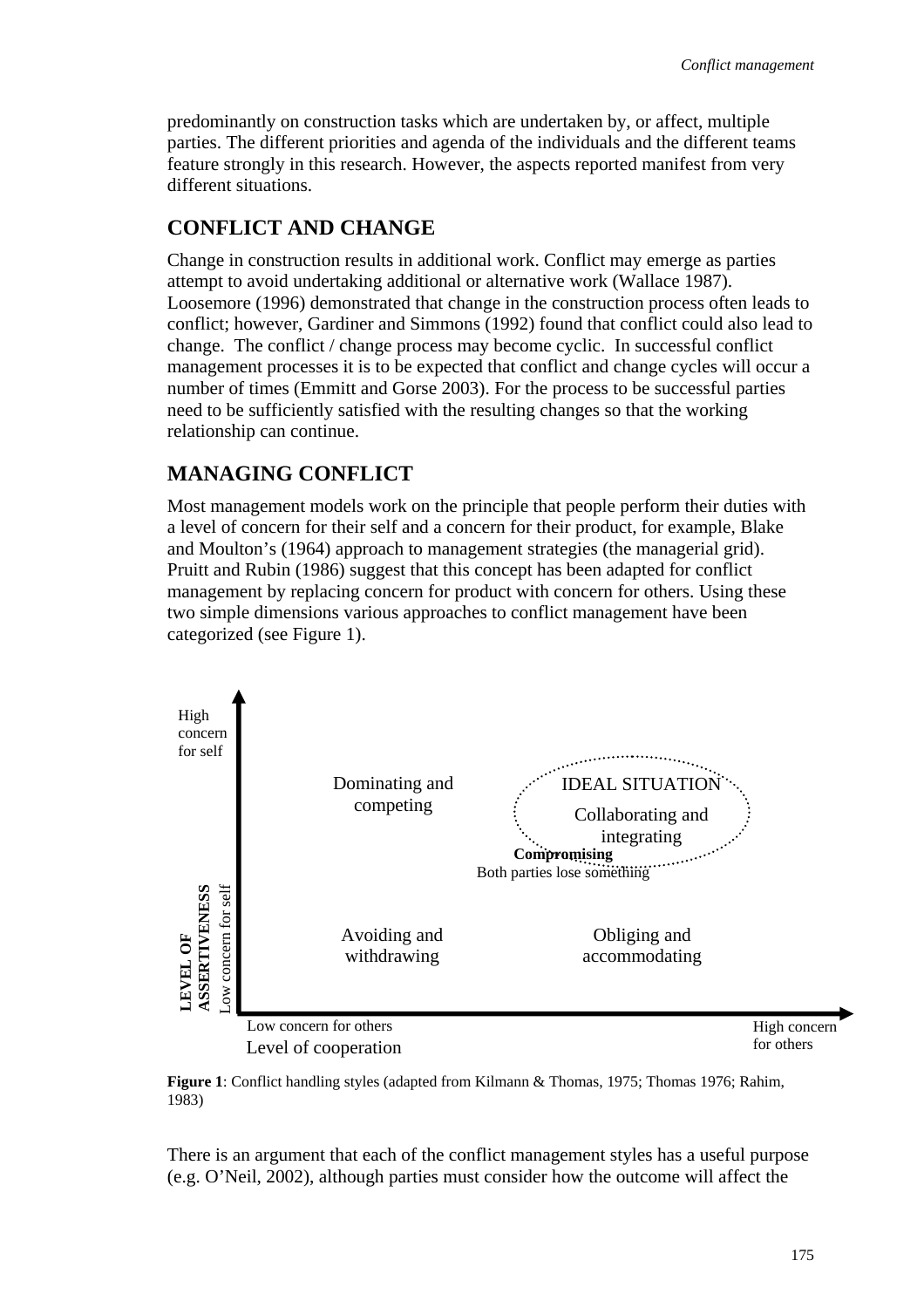predominantly on construction tasks which are undertaken by, or affect, multiple parties. The different priorities and agenda of the individuals and the different teams feature strongly in this research. However, the aspects reported manifest from very different situations.

## CONFLICT AND CHANGE

Change in construction results in additional work. Conflict may emerge as parties attempt to avoid undertaking additional or alternative work (Wallace 1987). Loosemore (1996) demonstrated that change in the construction process often leads to conflict; however, Gardiner and Simmons (1992) found that conflict could also lead to change. The conflict / change process may become cyclic. In successful conflict management processes it is to be expected that conflict and change cycles will occur a number of times (Emmitt and Gorse 2003). For the process to be successful parties need to be sufficiently satisfied with the resulting changes so that the working relationship can continue.

## MANAGING CONFLICT

Most management models work on the principle that people perform their duties with a level of concern for their self and a concern for their product, for example, Blake and Moulton's (1964) approach to management strategies (the managerial grid). Pruitt and Rubin (1986) suggest that this concept has been adapted for conflict management by replacing concern for product with concern for others. Using these two simple dimensions various approaches to conflict management have been categorized (see Figure 1).

High concern for self

Dominating and competing

IDEAL SITUATION

Collaborating and integrating

**Compromising**

Both parties lose something

**LEVEL OF ASSERTIVENESS** Low concern for self

Avoiding and withdrawing

Obliging and accommodating

Low concern for others

Level of cooperation

High concern for others

**Figure 1**: Conflict handling styles (adapted from Kilmann & Thomas, 1975; Thomas 1976; Rahim, 1983)

There is an argument that each of the conflict management styles has a useful purpose (e.g. O'Neil, 2002), although parties must consider how the outcome will affect the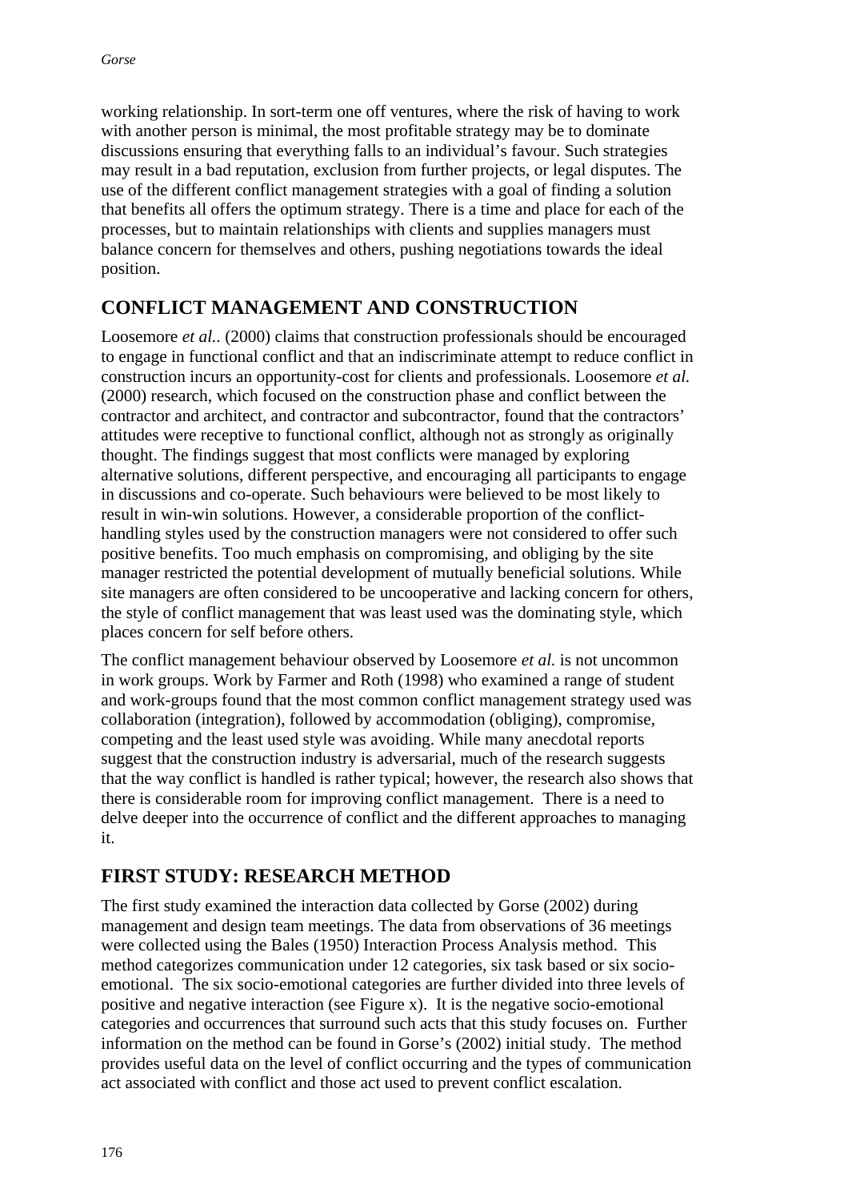working relationship. In sort-term one off ventures, where the risk of having to work with another person is minimal, the most profitable strategy may be to dominate discussions ensuring that everything falls to an individual's favour. Such strategies may result in a bad reputation, exclusion from further projects, or legal disputes. The use of the different conflict management strategies with a goal of finding a solution that benefits all offers the optimum strategy. There is a time and place for each of the processes, but to maintain relationships with clients and supplies managers must balance concern for themselves and others, pushing negotiations towards the ideal position.

## CONFLICT MANAGEMENT AND CONSTRUCTION

Loosemore *et al.*. (2000) claims that construction professionals should be encouraged to engage in functional conflict and that an indiscriminate attempt to reduce conflict in construction incurs an opportunity-cost for clients and professionals. Loosemore *et al.* (2000) research, which focused on the construction phase and conflict between the contractor and architect, and contractor and subcontractor, found that the contractors' attitudes were receptive to functional conflict, although not as strongly as originally thought. The findings suggest that most conflicts were managed by exploring alternative solutions, different perspective, and encouraging all participants to engage in discussions and co-operate. Such behaviours were believed to be most likely to result in win-win solutions. However, a considerable proportion of the conflict-handling styles used by the construction managers were not considered to offer such positive benefits. Too much emphasis on compromising, and obliging by the site manager restricted the potential development of mutually beneficial solutions. While site managers are often considered to be uncooperative and lacking concern for others, the style of conflict management that was least used was the dominating style, which places concern for self before others.

The conflict management behaviour observed by Loosemore *et al.* is not uncommon in work groups. Work by Farmer and Roth (1998) who examined a range of student and work-groups found that the most common conflict management strategy used was collaboration (integration), followed by accommodation (obliging), compromise, competing and the least used style was avoiding. While many anecdotal reports suggest that the construction industry is adversarial, much of the research suggests that the way conflict is handled is rather typical; however, the research also shows that there is considerable room for improving conflict management. There is a need to delve deeper into the occurrence of conflict and the different approaches to managing it.

## FIRST STUDY: RESEARCH METHOD

The first study examined the interaction data collected by Gorse (2002) during management and design team meetings. The data from observations of 36 meetings were collected using the Bales (1950) Interaction Process Analysis method. This method categorizes communication under 12 categories, six task based or six socio-emotional. The six socio-emotional categories are further divided into three levels of positive and negative interaction (see Figure x). It is the negative socio-emotional categories and occurrences that surround such acts that this study focuses on. Further information on the method can be found in Gorse's (2002) initial study. The method provides useful data on the level of conflict occurring and the types of communication act associated with conflict and those act used to prevent conflict escalation.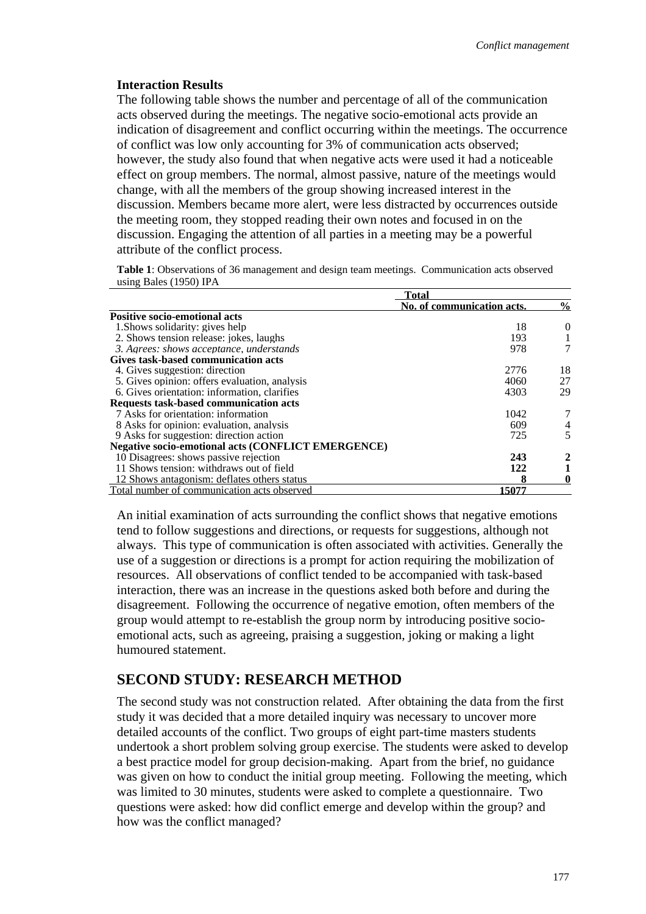### Interaction Results

The following table shows the number and percentage of all of the communication acts observed during the meetings. The negative socio-emotional acts provide an indication of disagreement and conflict occurring within the meetings. The occurrence of conflict was low only accounting for 3% of communication acts observed; however, the study also found that when negative acts were used it had a noticeable effect on group members. The normal, almost passive, nature of the meetings would change, with all the members of the group showing increased interest in the discussion. Members became more alert, were less distracted by occurrences outside the meeting room, they stopped reading their own notes and focused in on the discussion. Engaging the attention of all parties in a meeting may be a powerful attribute of the conflict process.

**Table 1**: Observations of 36 management and design team meetings. Communication acts observed using Bales (1950) IPA

| | Total | |
|---|---|---|
| | No. of communication acts. | % |
| **Positive socio-emotional acts** | | |
| 1.Shows solidarity: gives help | 18 | 0 |
| 2. Shows tension release: jokes, laughs | 193 | 1 |
| *3. Agrees: shows acceptance, understands* | 978 | 7 |
| **Gives task-based communication acts** | | |
| 4. Gives suggestion: direction | 2776 | 18 |
| 5. Gives opinion: offers evaluation, analysis | 4060 | 27 |
| 6. Gives orientation: information, clarifies | 4303 | 29 |
| **Requests task-based communication acts** | | |
| 7 Asks for orientation: information | 1042 | 7 |
| 8 Asks for opinion: evaluation, analysis | 609 | 4 |
| 9 Asks for suggestion: direction action | 725 | 5 |
| **Negative socio-emotional acts (CONFLICT EMERGENCE)** | | |
| 10 Disagrees: shows passive rejection | **243** | **2** |
| 11 Shows tension: withdraws out of field | **122** | **1** |
| 12 Shows antagonism: deflates others status | **8** | **0** |
| Total number of communication acts observed | **15077** | |

An initial examination of acts surrounding the conflict shows that negative emotions tend to follow suggestions and directions, or requests for suggestions, although not always. This type of communication is often associated with activities. Generally the use of a suggestion or directions is a prompt for action requiring the mobilization of resources. All observations of conflict tended to be accompanied with task-based interaction, there was an increase in the questions asked both before and during the disagreement. Following the occurrence of negative emotion, often members of the group would attempt to re-establish the group norm by introducing positive socio-emotional acts, such as agreeing, praising a suggestion, joking or making a light humoured statement.

## SECOND STUDY: RESEARCH METHOD

The second study was not construction related. After obtaining the data from the first study it was decided that a more detailed inquiry was necessary to uncover more detailed accounts of the conflict. Two groups of eight part-time masters students undertook a short problem solving group exercise. The students were asked to develop a best practice model for group decision-making. Apart from the brief, no guidance was given on how to conduct the initial group meeting. Following the meeting, which was limited to 30 minutes, students were asked to complete a questionnaire. Two questions were asked: how did conflict emerge and develop within the group? and how was the conflict managed?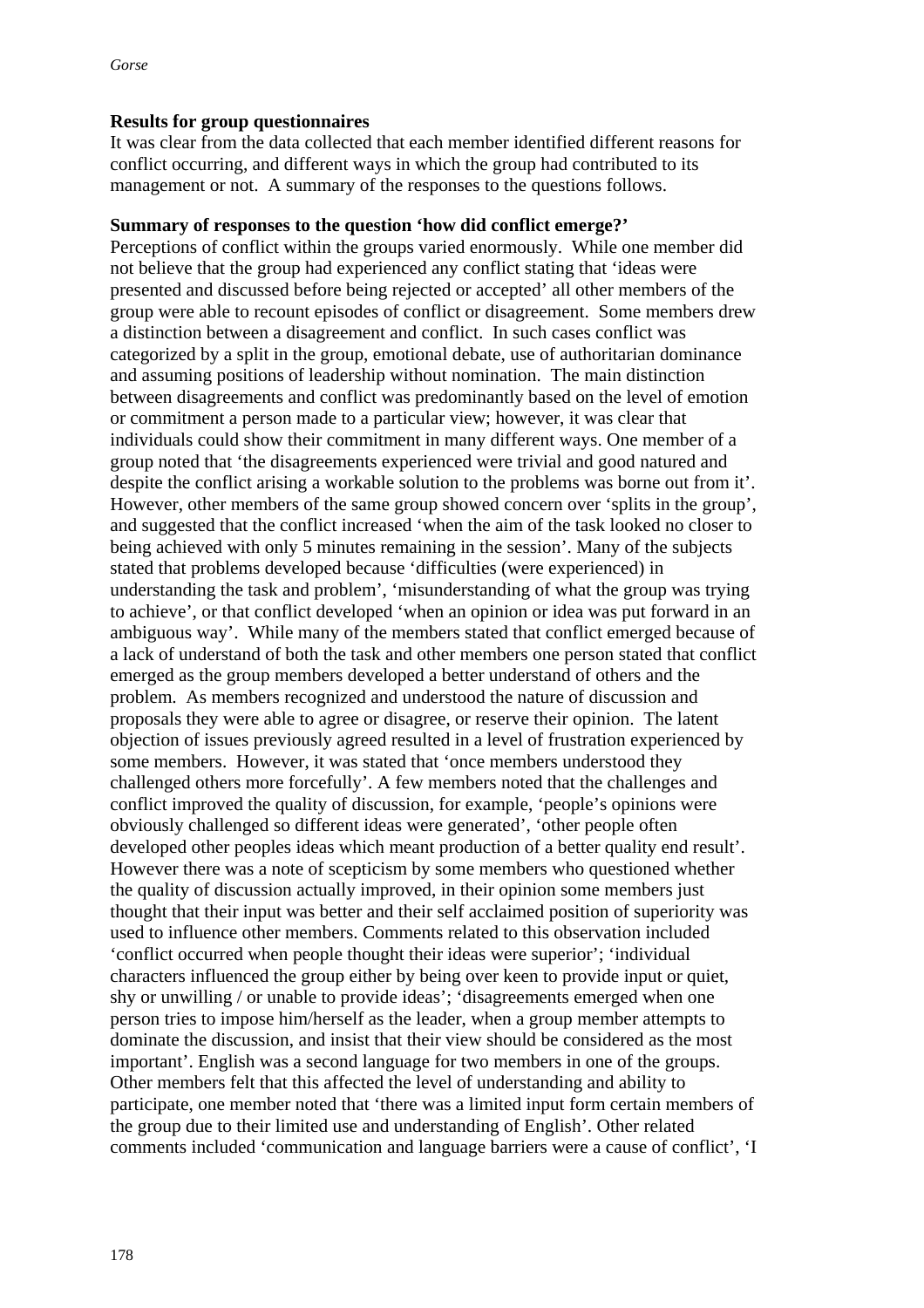**Results for group questionnaires**

It was clear from the data collected that each member identified different reasons for conflict occurring, and different ways in which the group had contributed to its management or not. A summary of the responses to the questions follows.

**Summary of responses to the question 'how did conflict emerge?'**

Perceptions of conflict within the groups varied enormously. While one member did not believe that the group had experienced any conflict stating that 'ideas were presented and discussed before being rejected or accepted' all other members of the group were able to recount episodes of conflict or disagreement. Some members drew a distinction between a disagreement and conflict. In such cases conflict was categorized by a split in the group, emotional debate, use of authoritarian dominance and assuming positions of leadership without nomination. The main distinction between disagreements and conflict was predominantly based on the level of emotion or commitment a person made to a particular view; however, it was clear that individuals could show their commitment in many different ways. One member of a group noted that 'the disagreements experienced were trivial and good natured and despite the conflict arising a workable solution to the problems was borne out from it'. However, other members of the same group showed concern over 'splits in the group', and suggested that the conflict increased 'when the aim of the task looked no closer to being achieved with only 5 minutes remaining in the session'. Many of the subjects stated that problems developed because 'difficulties (were experienced) in understanding the task and problem', 'misunderstanding of what the group was trying to achieve', or that conflict developed 'when an opinion or idea was put forward in an ambiguous way'. While many of the members stated that conflict emerged because of a lack of understand of both the task and other members one person stated that conflict emerged as the group members developed a better understand of others and the problem. As members recognized and understood the nature of discussion and proposals they were able to agree or disagree, or reserve their opinion. The latent objection of issues previously agreed resulted in a level of frustration experienced by some members. However, it was stated that 'once members understood they challenged others more forcefully'. A few members noted that the challenges and conflict improved the quality of discussion, for example, 'people's opinions were obviously challenged so different ideas were generated', 'other people often developed other peoples ideas which meant production of a better quality end result'. However there was a note of scepticism by some members who questioned whether the quality of discussion actually improved, in their opinion some members just thought that their input was better and their self acclaimed position of superiority was used to influence other members. Comments related to this observation included 'conflict occurred when people thought their ideas were superior'; 'individual characters influenced the group either by being over keen to provide input or quiet, shy or unwilling / or unable to provide ideas'; 'disagreements emerged when one person tries to impose him/herself as the leader, when a group member attempts to dominate the discussion, and insist that their view should be considered as the most important'. English was a second language for two members in one of the groups. Other members felt that this affected the level of understanding and ability to participate, one member noted that 'there was a limited input form certain members of the group due to their limited use and understanding of English'. Other related comments included 'communication and language barriers were a cause of conflict', 'I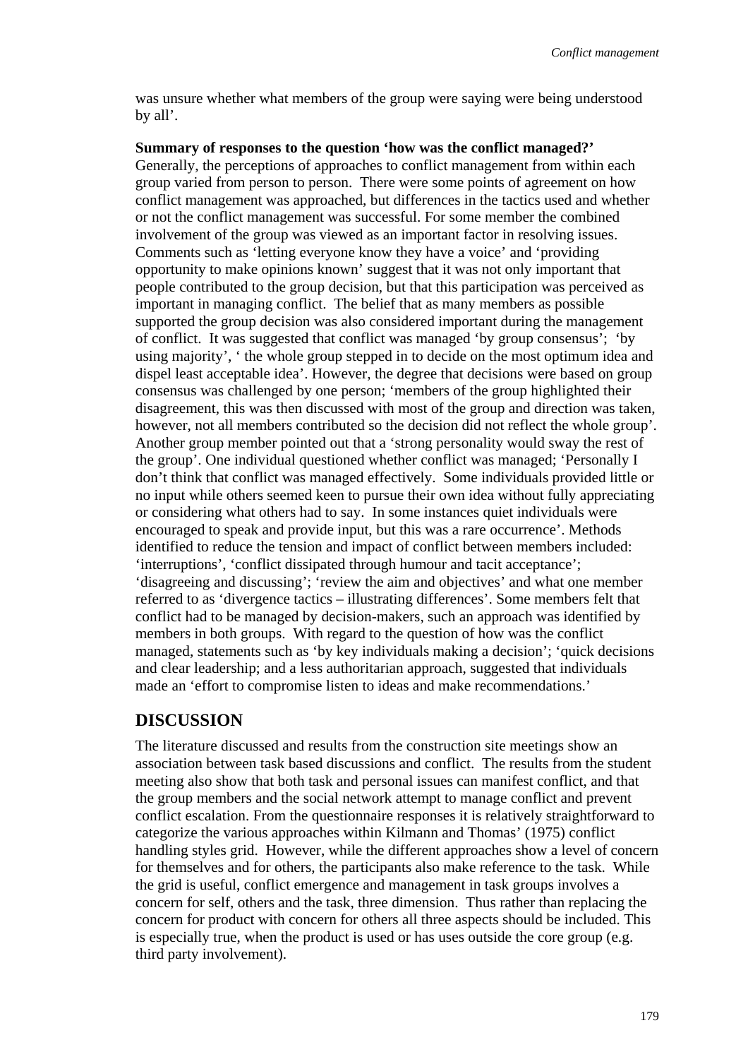was unsure whether what members of the group were saying were being understood by all'.

**Summary of responses to the question 'how was the conflict managed?'**
Generally, the perceptions of approaches to conflict management from within each group varied from person to person. There were some points of agreement on how conflict management was approached, but differences in the tactics used and whether or not the conflict management was successful. For some member the combined involvement of the group was viewed as an important factor in resolving issues. Comments such as 'letting everyone know they have a voice' and 'providing opportunity to make opinions known' suggest that it was not only important that people contributed to the group decision, but that this participation was perceived as important in managing conflict. The belief that as many members as possible supported the group decision was also considered important during the management of conflict. It was suggested that conflict was managed 'by group consensus'; 'by using majority', ' the whole group stepped in to decide on the most optimum idea and dispel least acceptable idea'. However, the degree that decisions were based on group consensus was challenged by one person; 'members of the group highlighted their disagreement, this was then discussed with most of the group and direction was taken, however, not all members contributed so the decision did not reflect the whole group'. Another group member pointed out that a 'strong personality would sway the rest of the group'. One individual questioned whether conflict was managed; 'Personally I don't think that conflict was managed effectively. Some individuals provided little or no input while others seemed keen to pursue their own idea without fully appreciating or considering what others had to say. In some instances quiet individuals were encouraged to speak and provide input, but this was a rare occurrence'. Methods identified to reduce the tension and impact of conflict between members included: 'interruptions', 'conflict dissipated through humour and tacit acceptance'; 'disagreeing and discussing'; 'review the aim and objectives' and what one member referred to as 'divergence tactics – illustrating differences'. Some members felt that conflict had to be managed by decision-makers, such an approach was identified by members in both groups. With regard to the question of how was the conflict managed, statements such as 'by key individuals making a decision'; 'quick decisions and clear leadership; and a less authoritarian approach, suggested that individuals made an 'effort to compromise listen to ideas and make recommendations.'

## DISCUSSION

The literature discussed and results from the construction site meetings show an association between task based discussions and conflict. The results from the student meeting also show that both task and personal issues can manifest conflict, and that the group members and the social network attempt to manage conflict and prevent conflict escalation. From the questionnaire responses it is relatively straightforward to categorize the various approaches within Kilmann and Thomas' (1975) conflict handling styles grid. However, while the different approaches show a level of concern for themselves and for others, the participants also make reference to the task. While the grid is useful, conflict emergence and management in task groups involves a concern for self, others and the task, three dimension. Thus rather than replacing the concern for product with concern for others all three aspects should be included. This is especially true, when the product is used or has uses outside the core group (e.g. third party involvement).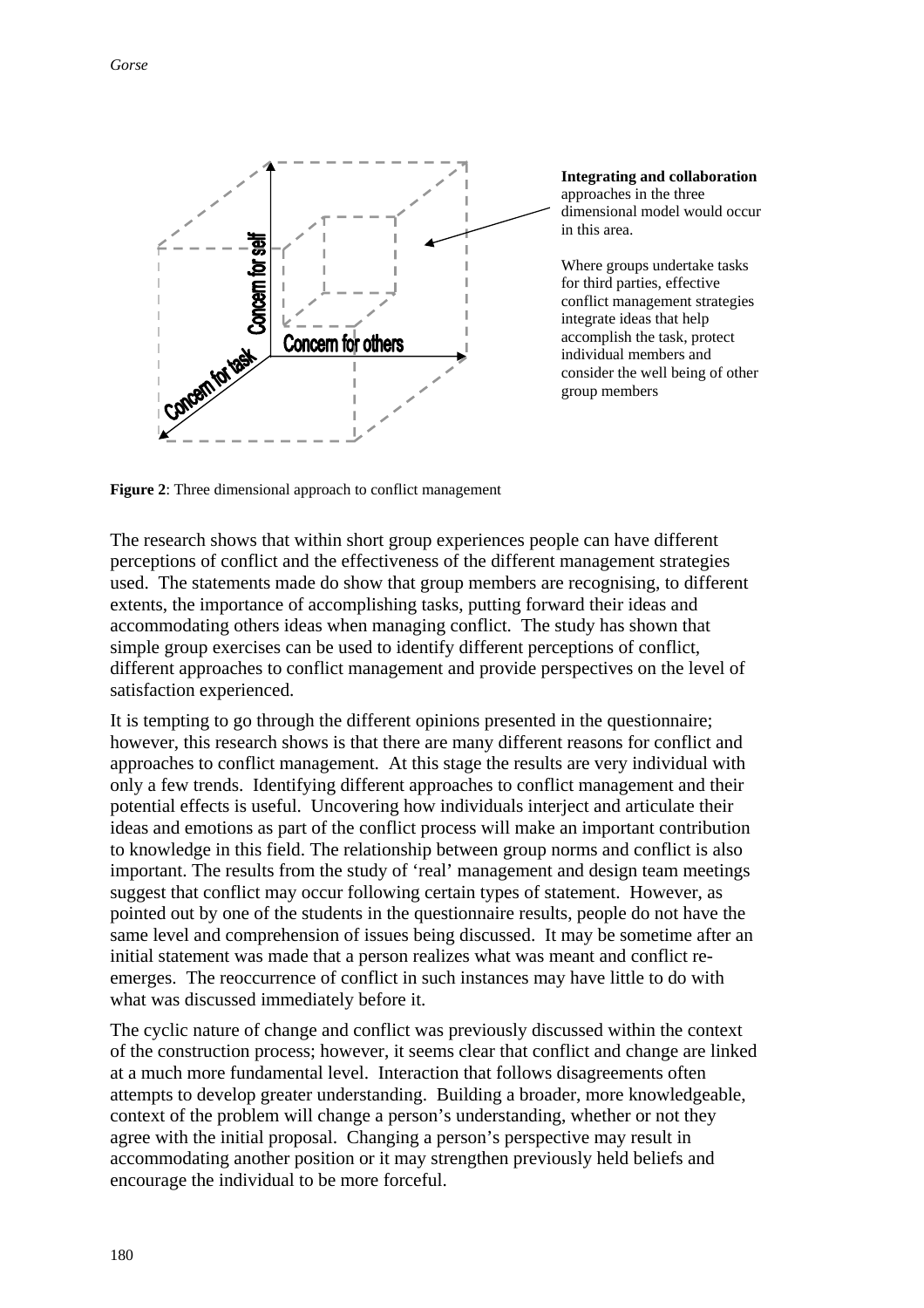**Integrating and collaboration** approaches in the three dimensional model would occur in this area.

Where groups undertake tasks for third parties, effective conflict management strategies integrate ideas that help accomplish the task, protect individual members and consider the well being of other group members

**Figure 2**: Three dimensional approach to conflict management

The research shows that within short group experiences people can have different perceptions of conflict and the effectiveness of the different management strategies used. The statements made do show that group members are recognising, to different extents, the importance of accomplishing tasks, putting forward their ideas and accommodating others ideas when managing conflict. The study has shown that simple group exercises can be used to identify different perceptions of conflict, different approaches to conflict management and provide perspectives on the level of satisfaction experienced.

It is tempting to go through the different opinions presented in the questionnaire; however, this research shows is that there are many different reasons for conflict and approaches to conflict management. At this stage the results are very individual with only a few trends. Identifying different approaches to conflict management and their potential effects is useful. Uncovering how individuals interject and articulate their ideas and emotions as part of the conflict process will make an important contribution to knowledge in this field. The relationship between group norms and conflict is also important. The results from the study of 'real' management and design team meetings suggest that conflict may occur following certain types of statement. However, as pointed out by one of the students in the questionnaire results, people do not have the same level and comprehension of issues being discussed. It may be sometime after an initial statement was made that a person realizes what was meant and conflict re-emerges. The reoccurrence of conflict in such instances may have little to do with what was discussed immediately before it.

The cyclic nature of change and conflict was previously discussed within the context of the construction process; however, it seems clear that conflict and change are linked at a much more fundamental level. Interaction that follows disagreements often attempts to develop greater understanding. Building a broader, more knowledgeable, context of the problem will change a person's understanding, whether or not they agree with the initial proposal. Changing a person's perspective may result in accommodating another position or it may strengthen previously held beliefs and encourage the individual to be more forceful.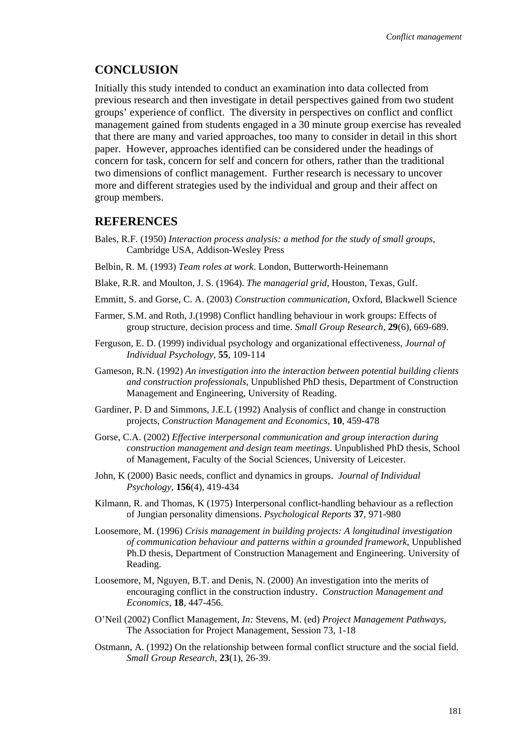## CONCLUSION

Initially this study intended to conduct an examination into data collected from previous research and then investigate in detail perspectives gained from two student groups' experience of conflict. The diversity in perspectives on conflict and conflict management gained from students engaged in a 30 minute group exercise has revealed that there are many and varied approaches, too many to consider in detail in this short paper. However, approaches identified can be considered under the headings of concern for task, concern for self and concern for others, rather than the traditional two dimensions of conflict management. Further research is necessary to uncover more and different strategies used by the individual and group and their affect on group members.

## REFERENCES

Bales, R.F. (1950) *Interaction process analysis: a method for the study of small groups*, Cambridge USA, Addison-Wesley Press

Belbin, R. M. (1993) *Team roles at work*. London, Butterworth-Heinemann

Blake, R.R. and Moulton, J. S. (1964). *The managerial grid*, Houston, Texas, Gulf.

Emmitt, S. and Gorse, C. A. (2003) *Construction communication*, Oxford, Blackwell Science

Farmer, S.M. and Roth, J.(1998) Conflict handling behaviour in work groups: Effects of group structure, decision process and time. *Small Group Research*, **29**(6), 669-689.

Ferguson, E. D. (1999) individual psychology and organizational effectiveness, *Journal of Individual Psychology*, **55**, 109-114

Gameson, R.N. (1992) *An investigation into the interaction between potential building clients and construction professionals*, Unpublished PhD thesis, Department of Construction Management and Engineering, University of Reading.

Gardiner, P. D and Simmons, J.E.L (1992) Analysis of conflict and change in construction projects, *Construction Management and Economics*, **10**, 459-478

Gorse, C.A. (2002) *Effective interpersonal communication and group interaction during construction management and design team meetings*. Unpublished PhD thesis, School of Management, Faculty of the Social Sciences, University of Leicester.

John, K (2000) Basic needs, conflict and dynamics in groups. *Journal of Individual Psychology*, **156**(4), 419-434

Kilmann, R. and Thomas, K (1975) Interpersonal conflict-handling behaviour as a reflection of Jungian personality dimensions. *Psychological Reports* **37**, 971-980

Loosemore, M. (1996) *Crisis management in building projects: A longitudinal investigation of communication behaviour and patterns within a grounded framework*, Unpublished Ph.D thesis, Department of Construction Management and Engineering. University of Reading.

Loosemore, M, Nguyen, B.T. and Denis, N. (2000) An investigation into the merits of encouraging conflict in the construction industry. *Construction Management and Economics*, **18**, 447-456.

O'Neil (2002) Conflict Management, *In:* Stevens, M. (ed) *Project Management Pathways*, The Association for Project Management, Session 73, 1-18

Ostmann, A. (1992) On the relationship between formal conflict structure and the social field. *Small Group Research*, **23**(1), 26-39.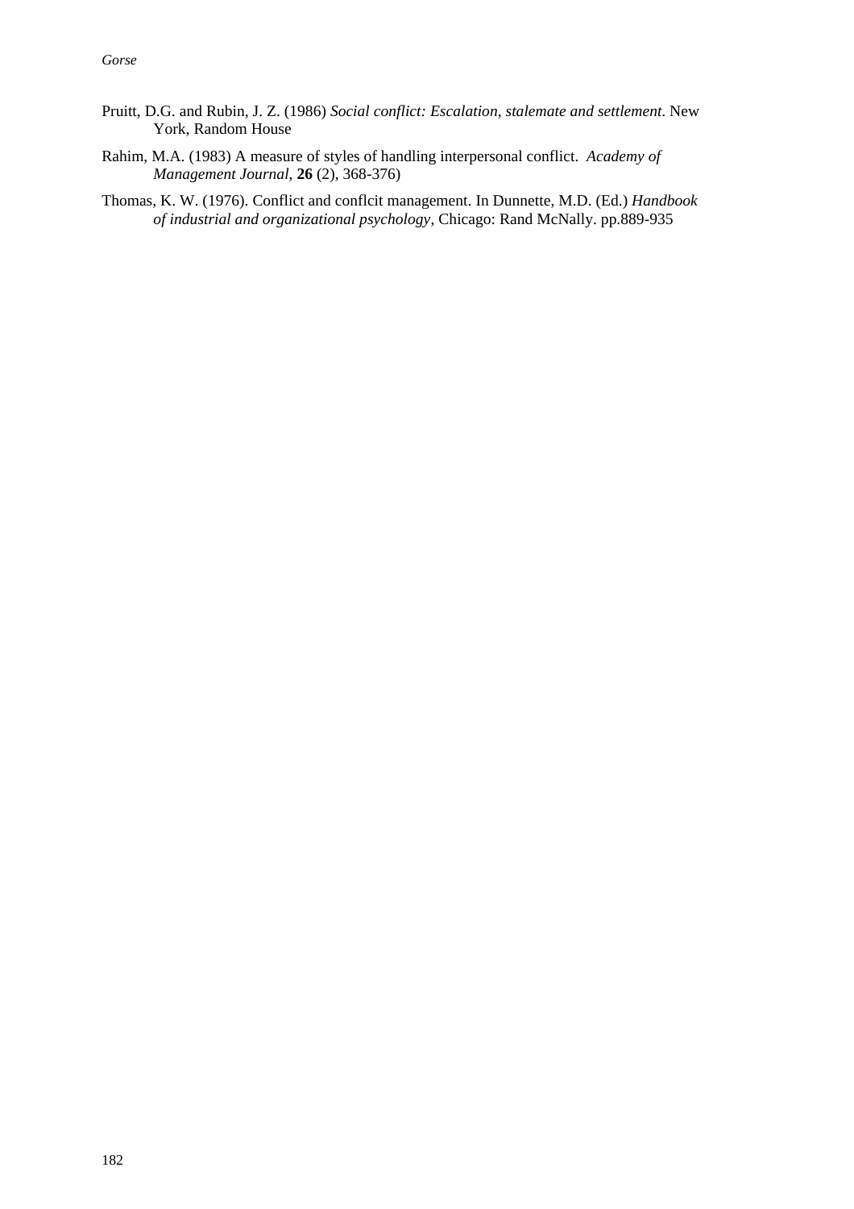Pruitt, D.G. and Rubin, J. Z. (1986) *Social conflict: Escalation, stalemate and settlement*. New York, Random House

Rahim, M.A. (1983) A measure of styles of handling interpersonal conflict. *Academy of Management Journal*, **26** (2), 368-376)

Thomas, K. W. (1976). Conflict and conflcit management. In Dunnette, M.D. (Ed.) *Handbook of industrial and organizational psychology*, Chicago: Rand McNally. pp.889-935